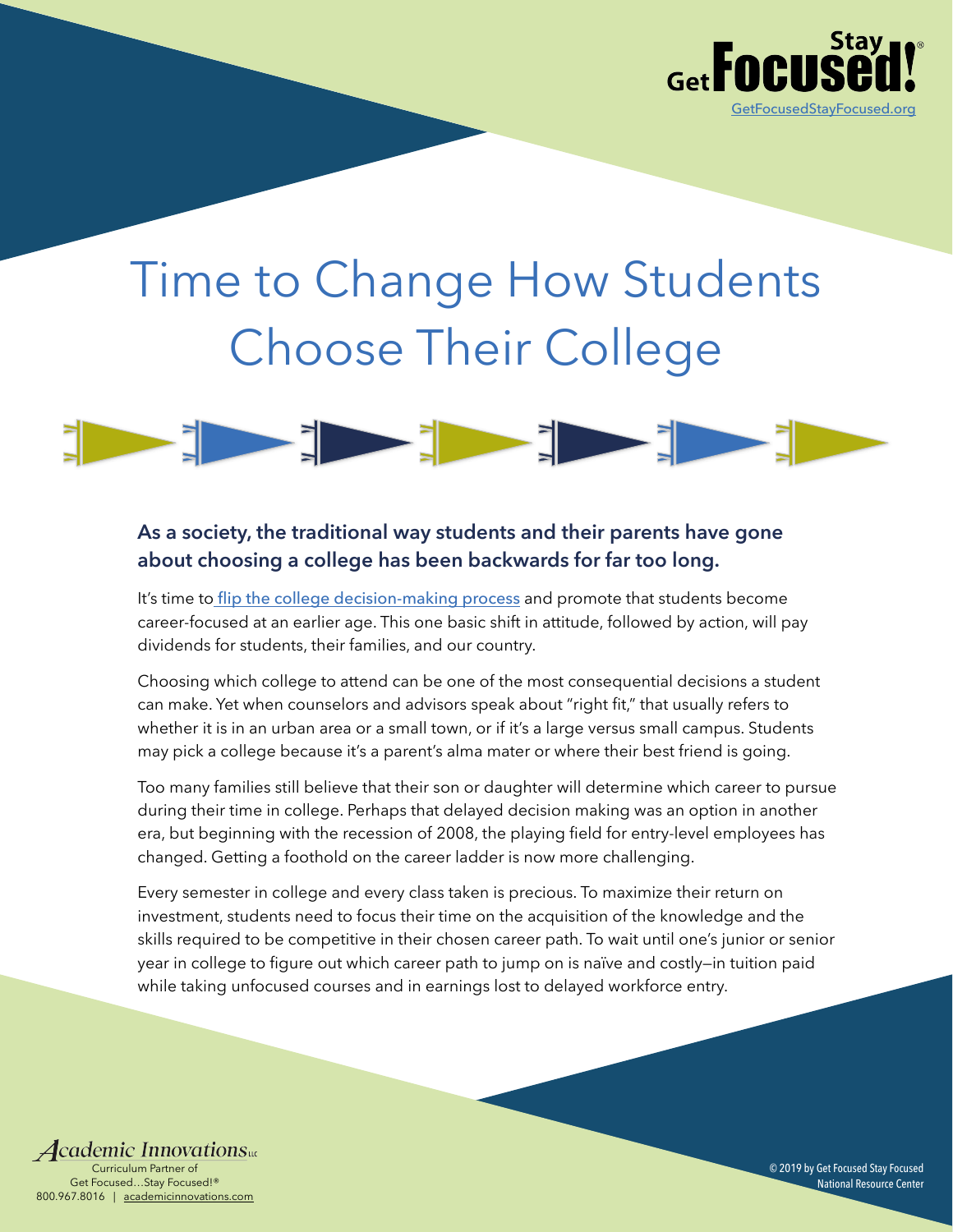Get Focused...Stay Focused!®
[GetFocusedStayFocused.org](GetFocusedStayFocused.org)

# Time to Change How Students Choose Their College

**As a society, the traditional way students and their parents have gone about choosing a college has been backwards for far too long.**

It's time to [flip the college decision-making process]() and promote that students become career-focused at an earlier age. This one basic shift in attitude, followed by action, will pay dividends for students, their families, and our country.

Choosing which college to attend can be one of the most consequential decisions a student can make. Yet when counselors and advisors speak about "right fit," that usually refers to whether it is in an urban area or a small town, or if it's a large versus small campus. Students may pick a college because it's a parent's alma mater or where their best friend is going.

Too many families still believe that their son or daughter will determine which career to pursue during their time in college. Perhaps that delayed decision making was an option in another era, but beginning with the recession of 2008, the playing field for entry-level employees has changed. Getting a foothold on the career ladder is now more challenging.

Every semester in college and every class taken is precious. To maximize their return on investment, students need to focus their time on the acquisition of the knowledge and the skills required to be competitive in their chosen career path. To wait until one's junior or senior year in college to figure out which career path to jump on is naïve and costly—in tuition paid while taking unfocused courses and in earnings lost to delayed workforce entry.

Academic Innovations LLC
Curriculum Partner of Get Focused…Stay Focused!®
800.967.8016 | academicinnovations.com

© 2019 by Get Focused Stay Focused National Resource Center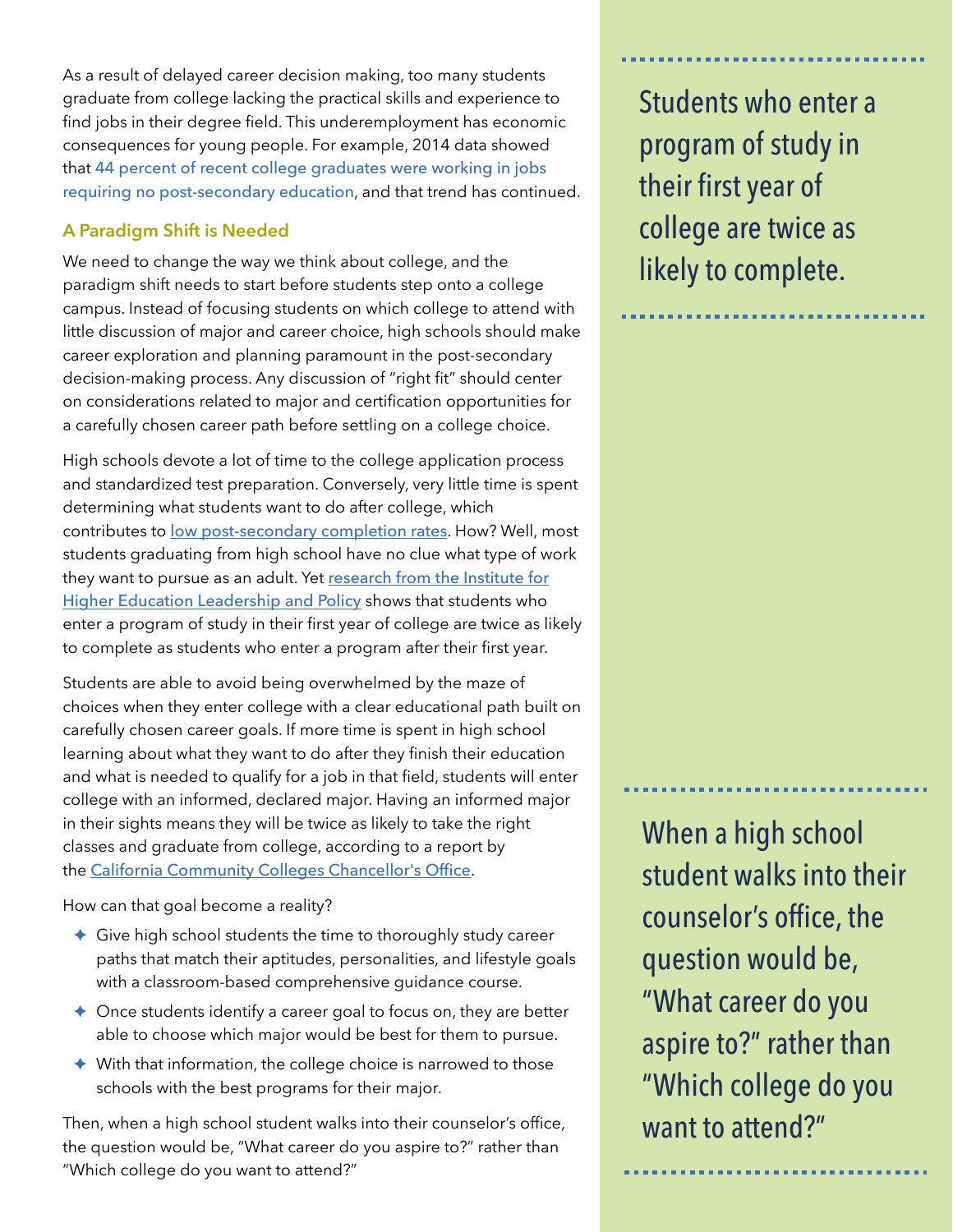As a result of delayed career decision making, too many students graduate from college lacking the practical skills and experience to find jobs in their degree field. This underemployment has economic consequences for young people. For example, 2014 data showed that 44 percent of recent college graduates were working in jobs requiring no post-secondary education, and that trend has continued.

### A Paradigm Shift is Needed

We need to change the way we think about college, and the paradigm shift needs to start before students step onto a college campus. Instead of focusing students on which college to attend with little discussion of major and career choice, high schools should make career exploration and planning paramount in the post-secondary decision-making process. Any discussion of "right fit" should center on considerations related to major and certification opportunities for a carefully chosen career path before settling on a college choice.

High schools devote a lot of time to the college application process and standardized test preparation. Conversely, very little time is spent determining what students want to do after college, which contributes to low post-secondary completion rates. How? Well, most students graduating from high school have no clue what type of work they want to pursue as an adult. Yet research from the Institute for Higher Education Leadership and Policy shows that students who enter a program of study in their first year of college are twice as likely to complete as students who enter a program after their first year.

> Students who enter a program of study in their first year of college are twice as likely to complete.

Students are able to avoid being overwhelmed by the maze of choices when they enter college with a clear educational path built on carefully chosen career goals. If more time is spent in high school learning about what they want to do after they finish their education and what is needed to qualify for a job in that field, students will enter college with an informed, declared major. Having an informed major in their sights means they will be twice as likely to take the right classes and graduate from college, according to a report by the California Community Colleges Chancellor's Office.

How can that goal become a reality?

- Give high school students the time to thoroughly study career paths that match their aptitudes, personalities, and lifestyle goals with a classroom-based comprehensive guidance course.
- Once students identify a career goal to focus on, they are better able to choose which major would be best for them to pursue.
- With that information, the college choice is narrowed to those schools with the best programs for their major.

Then, when a high school student walks into their counselor's office, the question would be, "What career do you aspire to?" rather than "Which college do you want to attend?"

> When a high school student walks into their counselor's office, the question would be, "What career do you aspire to?" rather than "Which college do you want to attend?"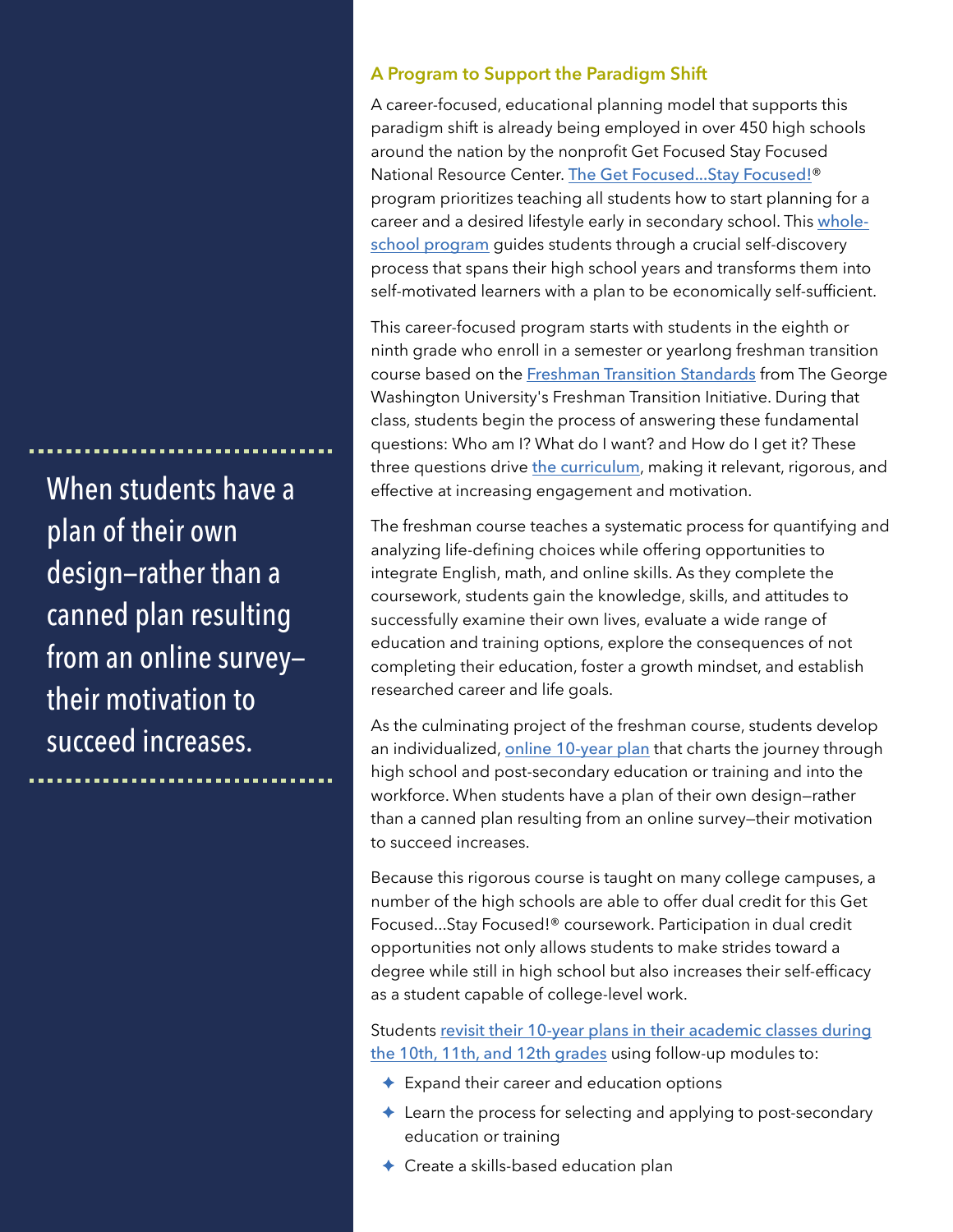## A Program to Support the Paradigm Shift

A career-focused, educational planning model that supports this paradigm shift is already being employed in over 450 high schools around the nation by the nonprofit Get Focused Stay Focused National Resource Center. The Get Focused...Stay Focused!® program prioritizes teaching all students how to start planning for a career and a desired lifestyle early in secondary school. This whole-school program guides students through a crucial self-discovery process that spans their high school years and transforms them into self-motivated learners with a plan to be economically self-sufficient.

This career-focused program starts with students in the eighth or ninth grade who enroll in a semester or yearlong freshman transition course based on the Freshman Transition Standards from The George Washington University's Freshman Transition Initiative. During that class, students begin the process of answering these fundamental questions: Who am I? What do I want? and How do I get it? These three questions drive the curriculum, making it relevant, rigorous, and effective at increasing engagement and motivation.

The freshman course teaches a systematic process for quantifying and analyzing life-defining choices while offering opportunities to integrate English, math, and online skills. As they complete the coursework, students gain the knowledge, skills, and attitudes to successfully examine their own lives, evaluate a wide range of education and training options, explore the consequences of not completing their education, foster a growth mindset, and establish researched career and life goals.

As the culminating project of the freshman course, students develop an individualized, online 10-year plan that charts the journey through high school and post-secondary education or training and into the workforce. When students have a plan of their own design—rather than a canned plan resulting from an online survey—their motivation to succeed increases.

> When students have a plan of their own design—rather than a canned plan resulting from an online survey—their motivation to succeed increases.

Because this rigorous course is taught on many college campuses, a number of the high schools are able to offer dual credit for this Get Focused...Stay Focused!® coursework. Participation in dual credit opportunities not only allows students to make strides toward a degree while still in high school but also increases their self-efficacy as a student capable of college-level work.

Students revisit their 10-year plans in their academic classes during the 10th, 11th, and 12th grades using follow-up modules to:

- Expand their career and education options
- Learn the process for selecting and applying to post-secondary education or training
- Create a skills-based education plan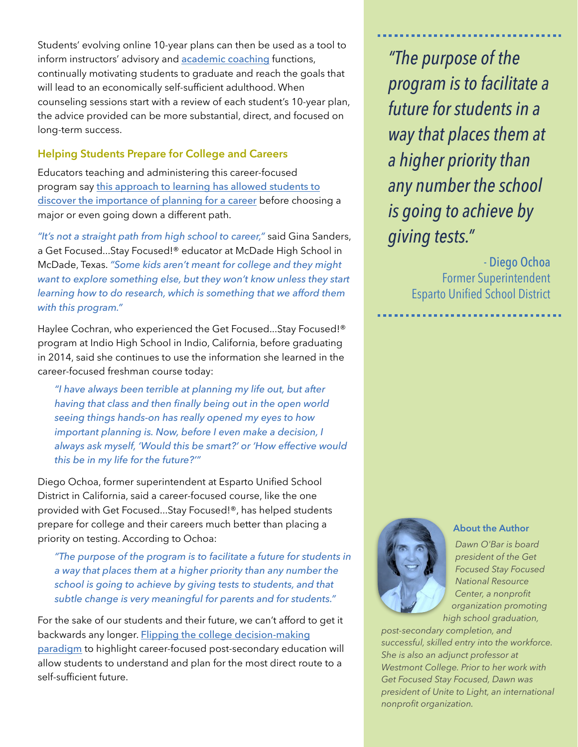Students' evolving online 10-year plans can then be used as a tool to inform instructors' advisory and academic coaching functions, continually motivating students to graduate and reach the goals that will lead to an economically self-sufficient adulthood. When counseling sessions start with a review of each student's 10-year plan, the advice provided can be more substantial, direct, and focused on long-term success.

### Helping Students Prepare for College and Careers

Educators teaching and administering this career-focused program say this approach to learning has allowed students to discover the importance of planning for a career before choosing a major or even going down a different path.

*"It's not a straight path from high school to career,"* said Gina Sanders, a Get Focused...Stay Focused!® educator at McDade High School in McDade, Texas. *"Some kids aren't meant for college and they might want to explore something else, but they won't know unless they start learning how to do research, which is something that we afford them with this program."*

Haylee Cochran, who experienced the Get Focused...Stay Focused!® program at Indio High School in Indio, California, before graduating in 2014, said she continues to use the information she learned in the career-focused freshman course today:

> *"I have always been terrible at planning my life out, but after having that class and then finally being out in the open world seeing things hands-on has really opened my eyes to how important planning is. Now, before I even make a decision, I always ask myself, 'Would this be smart?' or 'How effective would this be in my life for the future?'"*

Diego Ochoa, former superintendent at Esparto Unified School District in California, said a career-focused course, like the one provided with Get Focused...Stay Focused!®, has helped students prepare for college and their careers much better than placing a priority on testing. According to Ochoa:

> *"The purpose of the program is to facilitate a future for students in a way that places them at a higher priority than any number the school is going to achieve by giving tests to students, and that subtle change is very meaningful for parents and for students."*

For the sake of our students and their future, we can't afford to get it backwards any longer. Flipping the college decision-making paradigm to highlight career-focused post-secondary education will allow students to understand and plan for the most direct route to a self-sufficient future.

---

*"The purpose of the program is to facilitate a future for students in a way that places them at a higher priority than any number the school is going to achieve by giving tests."*

- Diego Ochoa
Former Superintendent
Esparto Unified School District

---

**About the Author**

*Dawn O'Bar is board president of the Get Focused Stay Focused National Resource Center, a nonprofit organization promoting high school graduation, post-secondary completion, and successful, skilled entry into the workforce. She is also an adjunct professor at Westmont College. Prior to her work with Get Focused Stay Focused, Dawn was president of Unite to Light, an international nonprofit organization.*